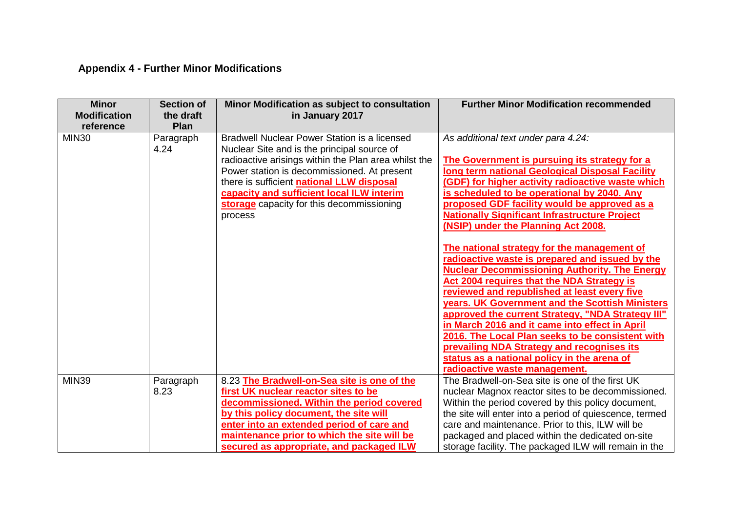### Appendix 4 - Further Minor Modifications

| Minor Modification reference | Section of the draft Plan | Minor Modification as subject to consultation in January 2017 | Further Minor Modification recommended |
|---|---|---|---|
| MIN30 | Paragraph 4.24 | Bradwell Nuclear Power Station is a licensed Nuclear Site and is the principal source of radioactive arisings within the Plan area whilst the Power station is decommissioned. At present there is sufficient **national LLW disposal capacity and sufficient local ILW interim storage** capacity for this decommissioning process | *As additional text under para 4.24:*<br><br>**The Government is pursuing its strategy for a long term national Geological Disposal Facility (GDF) for higher activity radioactive waste which is scheduled to be operational by 2040. Any proposed GDF facility would be approved as a Nationally Significant Infrastructure Project (NSIP) under the Planning Act 2008.**<br><br>**The national strategy for the management of radioactive waste is prepared and issued by the Nuclear Decommissioning Authority. The Energy Act 2004 requires that the NDA Strategy is reviewed and republished at least every five years. UK Government and the Scottish Ministers approved the current Strategy, "NDA Strategy III" in March 2016 and it came into effect in April 2016. The Local Plan seeks to be consistent with prevailing NDA Strategy and recognises its status as a national policy in the arena of radioactive waste management.** |
| MIN39 | Paragraph 8.23 | 8.23 **The Bradwell-on-Sea site is one of the first UK nuclear reactor sites to be decommissioned. Within the period covered by this policy document, the site will enter into an extended period of care and maintenance prior to which the site will be secured as appropriate, and packaged ILW** | The Bradwell-on-Sea site is one of the first UK nuclear Magnox reactor sites to be decommissioned. Within the period covered by this policy document, the site will enter into a period of quiescence, termed care and maintenance. Prior to this, ILW will be packaged and placed within the dedicated on-site storage facility. The packaged ILW will remain in the |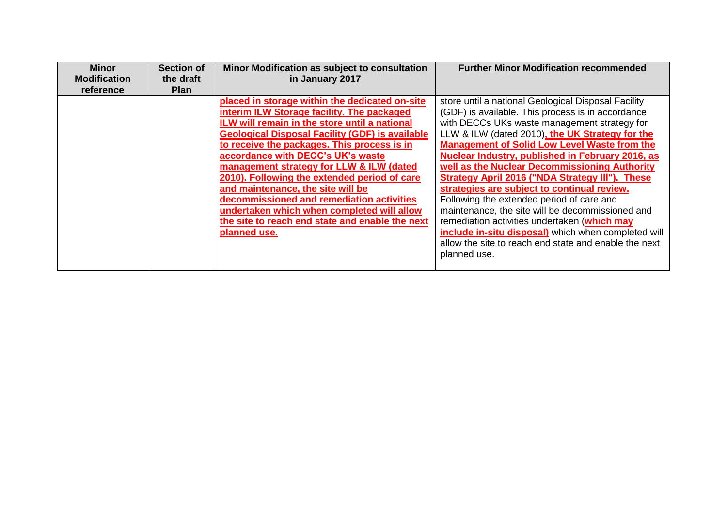| Minor Modification reference | Section of the draft Plan | Minor Modification as subject to consultation in January 2017 | Further Minor Modification recommended |
|---|---|---|---|
| | | **placed in storage within the dedicated on-site interim ILW Storage facility. The packaged ILW will remain in the store until a national Geological Disposal Facility (GDF) is available to receive the packages. This process is in accordance with DECC's UK's waste management strategy for LLW & ILW (dated 2010). Following the extended period of care and maintenance, the site will be decommissioned and remediation activities undertaken which when completed will allow the site to reach end state and enable the next planned use.** | store until a national Geological Disposal Facility (GDF) is available. This process is in accordance with DECCs UKs waste management strategy for LLW & ILW (dated 2010)**, the UK Strategy for the Management of Solid Low Level Waste from the Nuclear Industry, published in February 2016, as well as the Nuclear Decommissioning Authority Strategy April 2016 ("NDA Strategy III"). These strategies are subject to continual review.** Following the extended period of care and maintenance, the site will be decommissioned and remediation activities undertaken (**which may include in-situ disposal)** which when completed will allow the site to reach end state and enable the next planned use. |